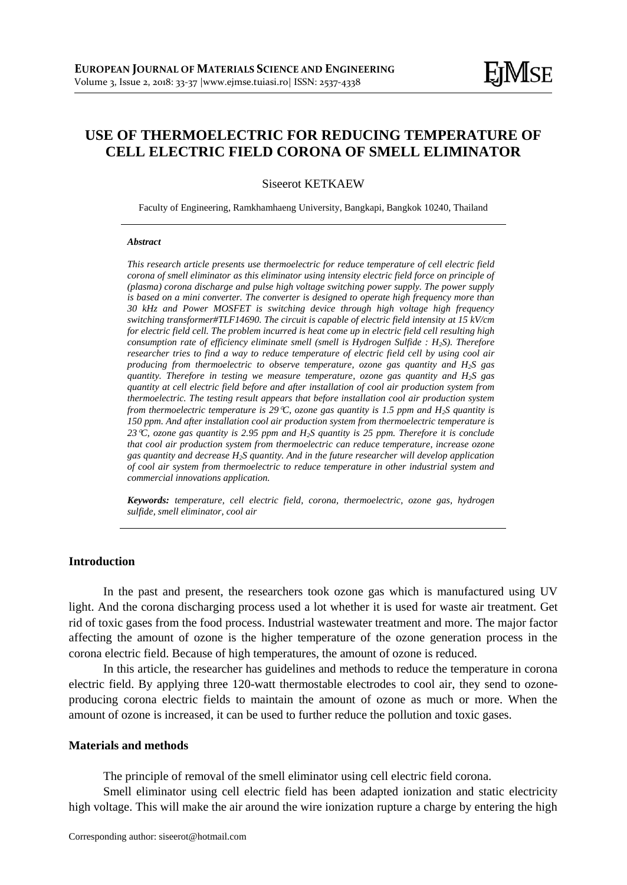# USE OF THERMOELECTRIC FOR REDUCING TEMPERATURE OF CELL ELECTRIC FIELD CORONA OF SMELL ELIMINATOR

Siseerot KETKAEW

Faculty of Engineering, Ramkhamhaeng University, Bangkapi, Bangkok 10240, Thailand

***Abstract***

*This research article presents use thermoelectric for reduce temperature of cell electric field corona of smell eliminator as this eliminator using intensity electric field force on principle of (plasma) corona discharge and pulse high voltage switching power supply. The power supply is based on a mini converter. The converter is designed to operate high frequency more than 30 kHz and Power MOSFET is switching device through high voltage high frequency switching transformer#TLF14690. The circuit is capable of electric field intensity at 15 kV/cm for electric field cell. The problem incurred is heat come up in electric field cell resulting high consumption rate of efficiency eliminate smell (smell is Hydrogen Sulfide : $H_2S$). Therefore researcher tries to find a way to reduce temperature of electric field cell by using cool air producing from thermoelectric to observe temperature, ozone gas quantity and $H_2S$ gas quantity. Therefore in testing we measure temperature, ozone gas quantity and $H_2S$ gas quantity at cell electric field before and after installation of cool air production system from thermoelectric. The testing result appears that before installation cool air production system from thermoelectric temperature is 29°C, ozone gas quantity is 1.5 ppm and $H_2S$ quantity is 150 ppm. And after installation cool air production system from thermoelectric temperature is 23°C, ozone gas quantity is 2.95 ppm and $H_2S$ quantity is 25 ppm. Therefore it is conclude that cool air production system from thermoelectric can reduce temperature, increase ozone gas quantity and decrease $H_2S$ quantity. And in the future researcher will develop application of cool air system from thermoelectric to reduce temperature in other industrial system and commercial innovations application.*

***Keywords:*** *temperature, cell electric field, corona, thermoelectric, ozone gas, hydrogen sulfide, smell eliminator, cool air*

## Introduction

In the past and present, the researchers took ozone gas which is manufactured using UV light. And the corona discharging process used a lot whether it is used for waste air treatment. Get rid of toxic gases from the food process. Industrial wastewater treatment and more. The major factor affecting the amount of ozone is the higher temperature of the ozone generation process in the corona electric field. Because of high temperatures, the amount of ozone is reduced.

In this article, the researcher has guidelines and methods to reduce the temperature in corona electric field. By applying three 120-watt thermostable electrodes to cool air, they send to ozone-producing corona electric fields to maintain the amount of ozone as much or more. When the amount of ozone is increased, it can be used to further reduce the pollution and toxic gases.

## Materials and methods

The principle of removal of the smell eliminator using cell electric field corona.

Smell eliminator using cell electric field has been adapted ionization and static electricity high voltage. This will make the air around the wire ionization rupture a charge by entering the high

Corresponding author: siseerot@hotmail.com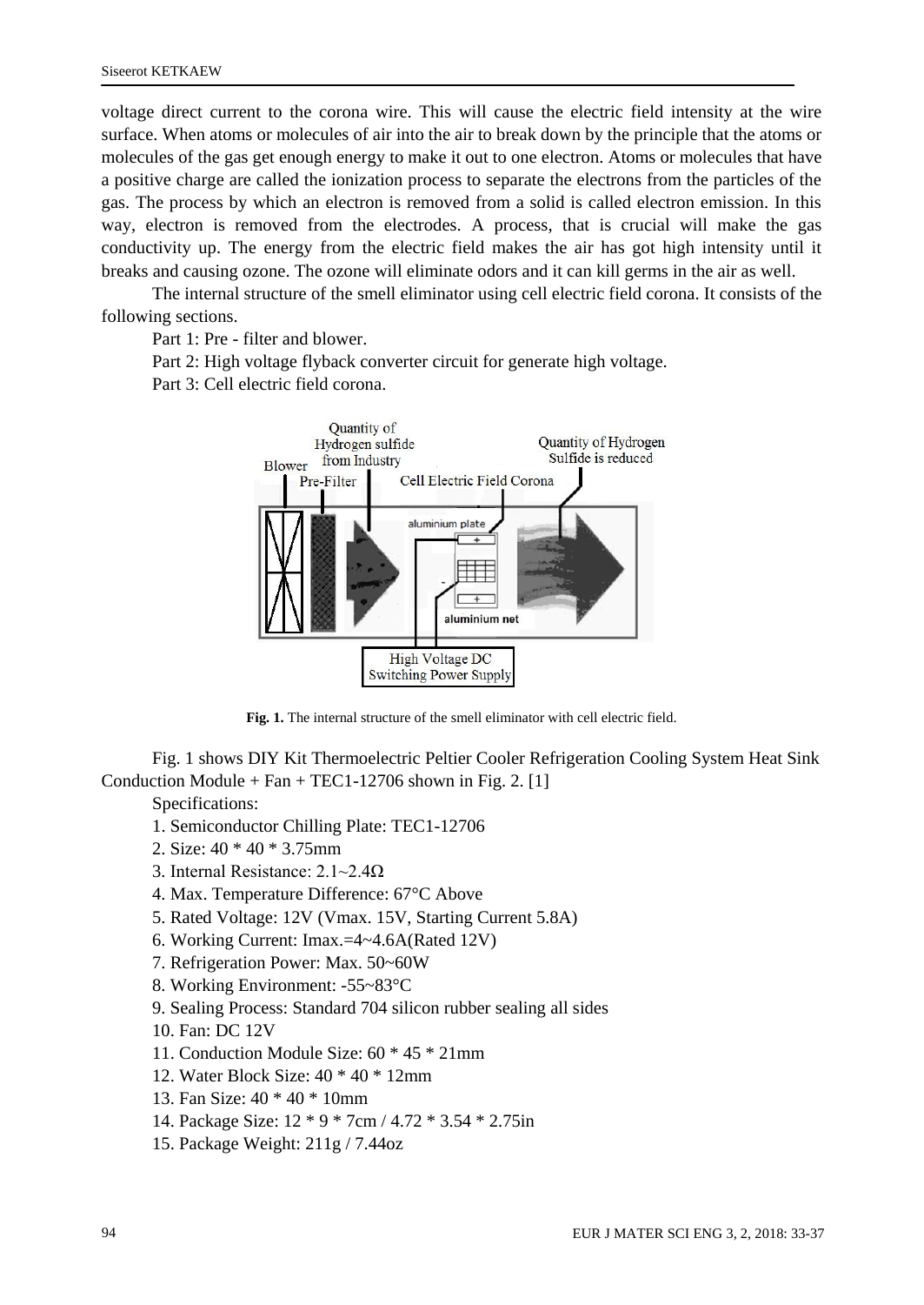voltage direct current to the corona wire. This will cause the electric field intensity at the wire surface. When atoms or molecules of air into the air to break down by the principle that the atoms or molecules of the gas get enough energy to make it out to one electron. Atoms or molecules that have a positive charge are called the ionization process to separate the electrons from the particles of the gas. The process by which an electron is removed from a solid is called electron emission. In this way, electron is removed from the electrodes. A process, that is crucial will make the gas conductivity up. The energy from the electric field makes the air has got high intensity until it breaks and causing ozone. The ozone will eliminate odors and it can kill germs in the air as well.

The internal structure of the smell eliminator using cell electric field corona. It consists of the following sections.

Part 1: Pre - filter and blower.

Part 2: High voltage flyback converter circuit for generate high voltage.

Part 3: Cell electric field corona.

**Fig. 1.** The internal structure of the smell eliminator with cell electric field.

Fig. 1 shows DIY Kit Thermoelectric Peltier Cooler Refrigeration Cooling System Heat Sink Conduction Module + Fan + TEC1-12706 shown in Fig. 2. [1]

Specifications:

1. Semiconductor Chilling Plate: TEC1-12706
2. Size: 40 * 40 * 3.75mm
3. Internal Resistance: 2.1~2.4Ω
4. Max. Temperature Difference: 67°C Above
5. Rated Voltage: 12V (Vmax. 15V, Starting Current 5.8A)
6. Working Current: Imax.=4~4.6A(Rated 12V)
7. Refrigeration Power: Max. 50~60W
8. Working Environment: -55~83°C
9. Sealing Process: Standard 704 silicon rubber sealing all sides
10. Fan: DC 12V
11. Conduction Module Size: 60 * 45 * 21mm
12. Water Block Size: 40 * 40 * 12mm
13. Fan Size: 40 * 40 * 10mm
14. Package Size: 12 * 9 * 7cm / 4.72 * 3.54 * 2.75in
15. Package Weight: 211g / 7.44oz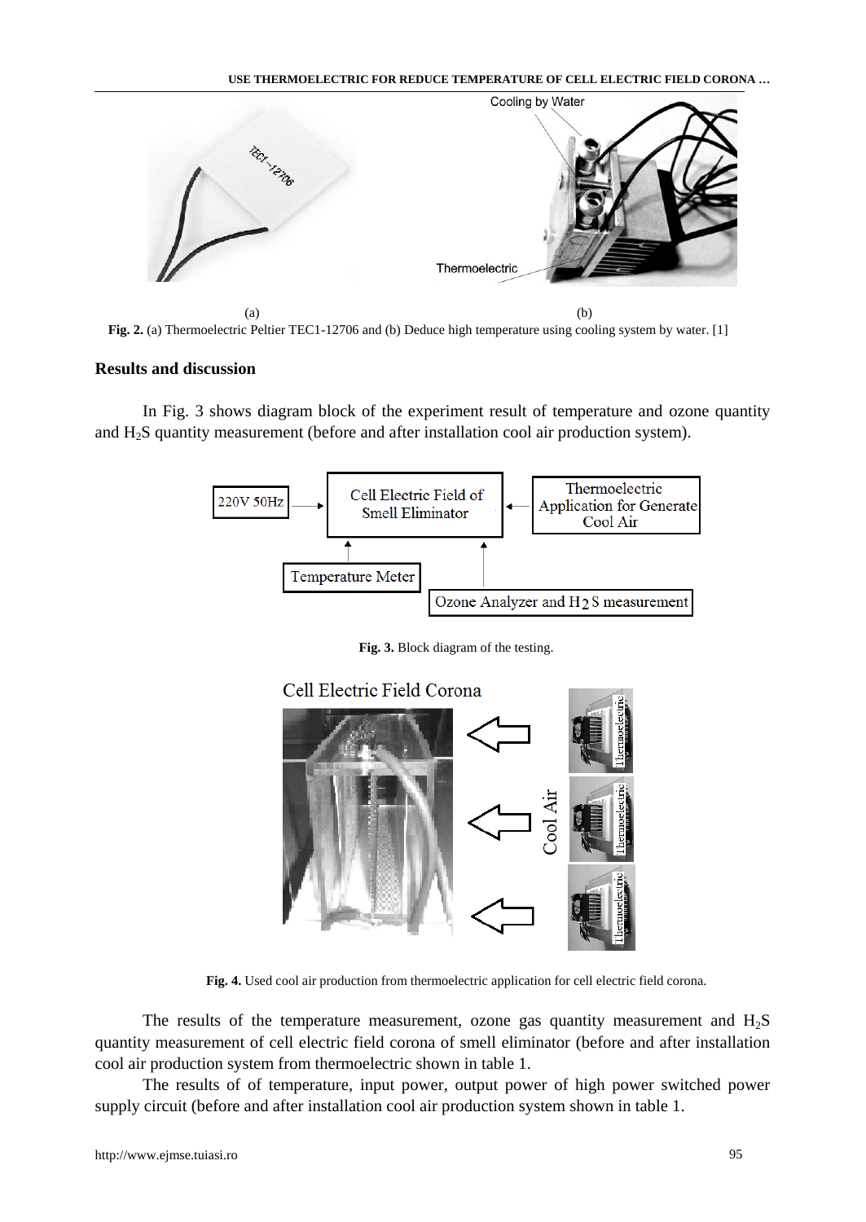(a) (b)

**Fig. 2.** (a) Thermoelectric Peltier TEC1-12706 and (b) Deduce high temperature using cooling system by water. [1]

## Results and discussion

In Fig. 3 shows diagram block of the experiment result of temperature and ozone quantity and $H_2S$ quantity measurement (before and after installation cool air production system).

**Fig. 3.** Block diagram of the testing.

**Fig. 4.** Used cool air production from thermoelectric application for cell electric field corona.

The results of the temperature measurement, ozone gas quantity measurement and $H_2S$ quantity measurement of cell electric field corona of smell eliminator (before and after installation cool air production system from thermoelectric shown in table 1.

The results of of temperature, input power, output power of high power switched power supply circuit (before and after installation cool air production system shown in table 1.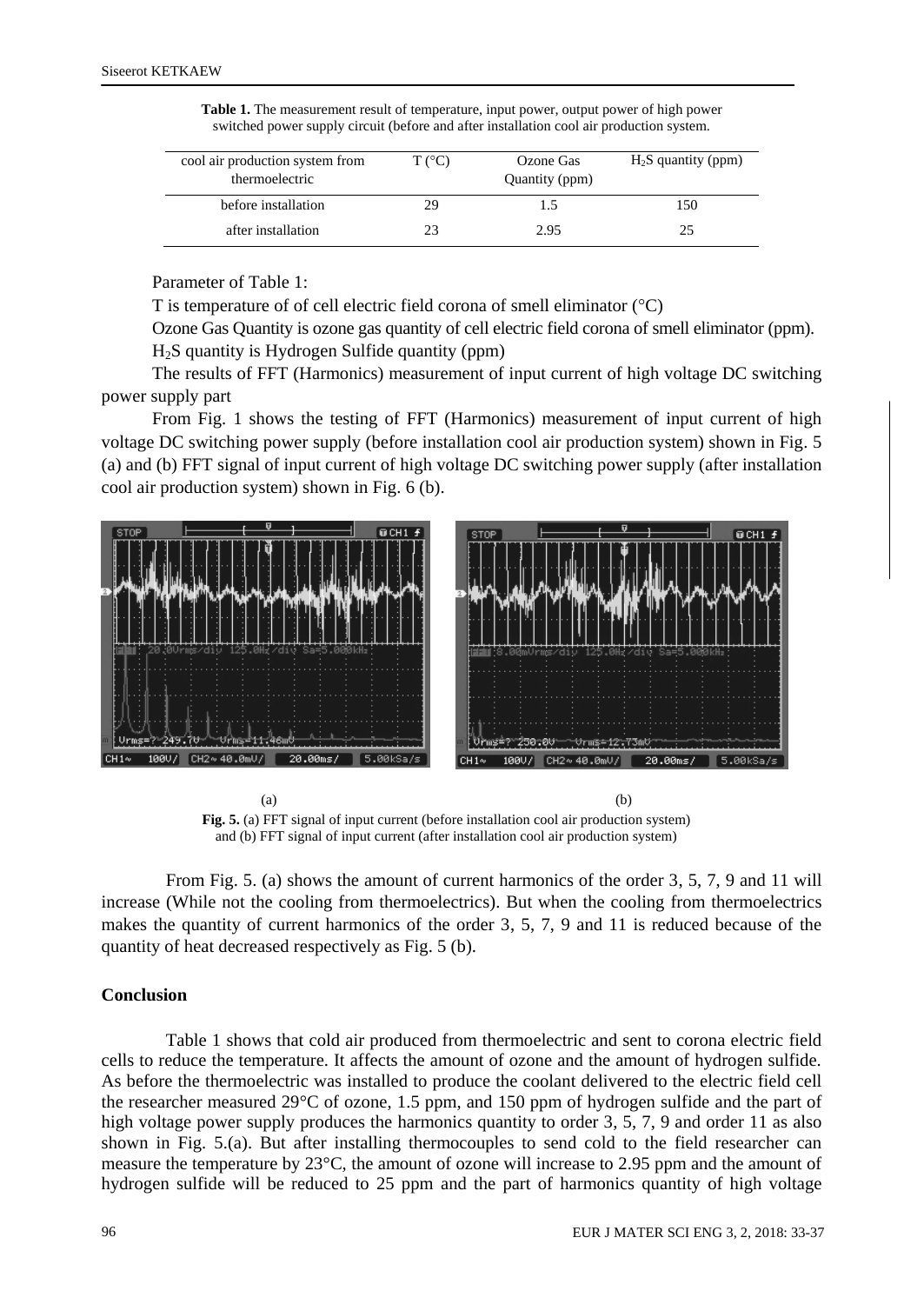**Table 1.** The measurement result of temperature, input power, output power of high power switched power supply circuit (before and after installation cool air production system.

| cool air production system from thermoelectric | T (°C) | Ozone Gas Quantity (ppm) | $H_2S$ quantity (ppm) |
|---|---|---|---|
| before installation | 29 | 1.5 | 150 |
| after installation | 23 | 2.95 | 25 |

Parameter of Table 1:

T is temperature of of cell electric field corona of smell eliminator (°C)

Ozone Gas Quantity is ozone gas quantity of cell electric field corona of smell eliminator (ppm).

$H_2S$ quantity is Hydrogen Sulfide quantity (ppm)

The results of FFT (Harmonics) measurement of input current of high voltage DC switching power supply part

From Fig. 1 shows the testing of FFT (Harmonics) measurement of input current of high voltage DC switching power supply (before installation cool air production system) shown in Fig. 5 (a) and (b) FFT signal of input current of high voltage DC switching power supply (after installation cool air production system) shown in Fig. 6 (b).

(a) (b)

**Fig. 5.** (a) FFT signal of input current (before installation cool air production system) and (b) FFT signal of input current (after installation cool air production system)

From Fig. 5. (a) shows the amount of current harmonics of the order 3, 5, 7, 9 and 11 will increase (While not the cooling from thermoelectrics). But when the cooling from thermoelectrics makes the quantity of current harmonics of the order 3, 5, 7, 9 and 11 is reduced because of the quantity of heat decreased respectively as Fig. 5 (b).

## Conclusion

Table 1 shows that cold air produced from thermoelectric and sent to corona electric field cells to reduce the temperature. It affects the amount of ozone and the amount of hydrogen sulfide. As before the thermoelectric was installed to produce the coolant delivered to the electric field cell the researcher measured 29°C of ozone, 1.5 ppm, and 150 ppm of hydrogen sulfide and the part of high voltage power supply produces the harmonics quantity to order 3, 5, 7, 9 and order 11 as also shown in Fig. 5.(a). But after installing thermocouples to send cold to the field researcher can measure the temperature by 23°C, the amount of ozone will increase to 2.95 ppm and the amount of hydrogen sulfide will be reduced to 25 ppm and the part of harmonics quantity of high voltage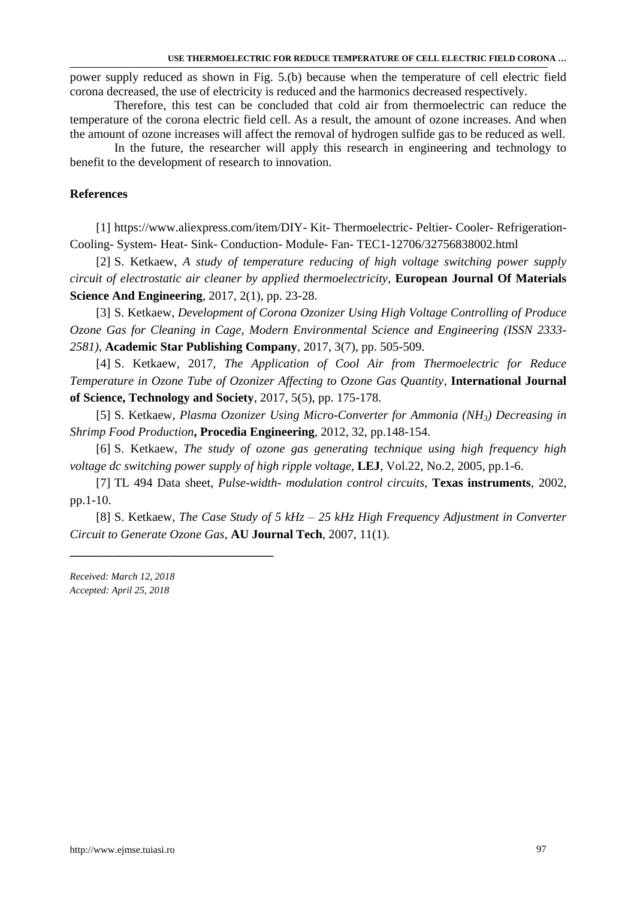power supply reduced as shown in Fig. 5.(b) because when the temperature of cell electric field corona decreased, the use of electricity is reduced and the harmonics decreased respectively.

Therefore, this test can be concluded that cold air from thermoelectric can reduce the temperature of the corona electric field cell. As a result, the amount of ozone increases. And when the amount of ozone increases will affect the removal of hydrogen sulfide gas to be reduced as well.

In the future, the researcher will apply this research in engineering and technology to benefit to the development of research to innovation.

**References**

[1] https://www.aliexpress.com/item/DIY- Kit- Thermoelectric- Peltier- Cooler- Refrigeration- Cooling- System- Heat- Sink- Conduction- Module- Fan- TEC1-12706/32756838002.html

[2] S. Ketkaew, *A study of temperature reducing of high voltage switching power supply circuit of electrostatic air cleaner by applied thermoelectricity*, **European Journal Of Materials Science And Engineering**, 2017, 2(1), pp. 23-28.

[3] S. Ketkaew, *Development of Corona Ozonizer Using High Voltage Controlling of Produce Ozone Gas for Cleaning in Cage, Modern Environmental Science and Engineering (ISSN 2333-2581)*, **Academic Star Publishing Company**, 2017, 3(7), pp. 505-509.

[4] S. Ketkaew, 2017, *The Application of Cool Air from Thermoelectric for Reduce Temperature in Ozone Tube of Ozonizer Affecting to Ozone Gas Quantity*, **International Journal of Science, Technology and Society**, 2017, 5(5), pp. 175-178.

[5] S. Ketkaew, *Plasma Ozonizer Using Micro-Converter for Ammonia ($NH_3$) Decreasing in Shrimp Food Production*, **Procedia Engineering**, 2012, 32, pp.148-154.

[6] S. Ketkaew, *The study of ozone gas generating technique using high frequency high voltage dc switching power supply of high ripple voltage*, **LEJ**, Vol.22, No.2, 2005, pp.1-6.

[7] TL 494 Data sheet, *Pulse-width- modulation control circuits*, **Texas instruments**, 2002, pp.1-10.

[8] S. Ketkaew, *The Case Study of 5 kHz – 25 kHz High Frequency Adjustment in Converter Circuit to Generate Ozone Gas*, **AU Journal Tech**, 2007, 11(1).

---

*Received: March 12, 2018*
*Accepted: April 25, 2018*